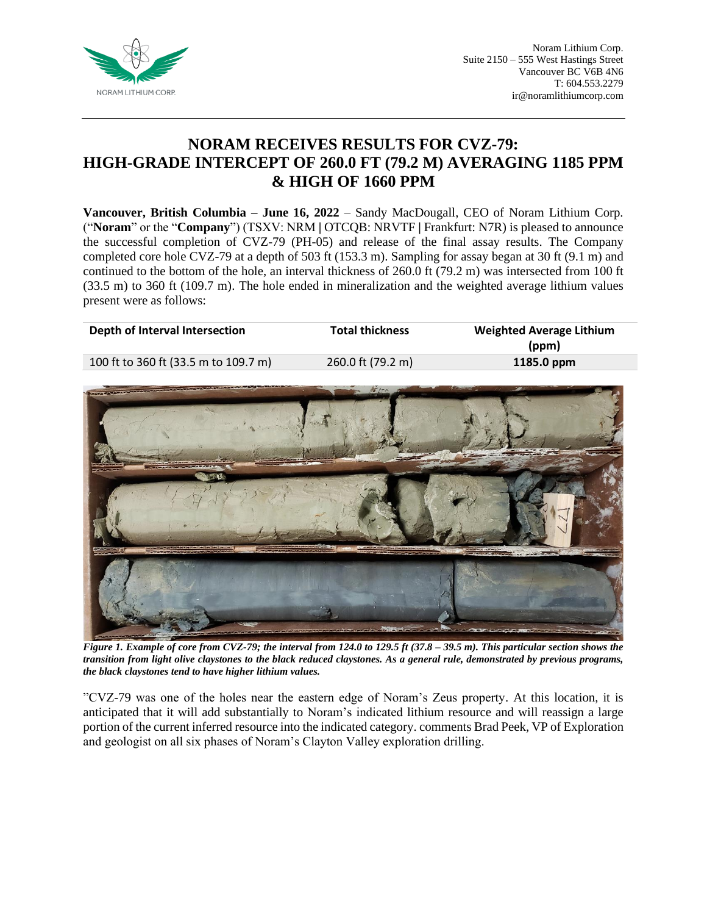Noram Lithium Corp.
Suite 2150 – 555 West Hastings Street
Vancouver BC V6B 4N6
T: 604.553.2279
ir@noramlithiumcorp.com

# NORAM RECEIVES RESULTS FOR CVZ-79: HIGH-GRADE INTERCEPT OF 260.0 FT (79.2 M) AVERAGING 1185 PPM & HIGH OF 1660 PPM

**Vancouver, British Columbia – June 16, 2022** – Sandy MacDougall, CEO of Noram Lithium Corp. ("**Noram**" or the "**Company**") (TSXV: NRM | OTCQB: NRVTF | Frankfurt: N7R) is pleased to announce the successful completion of CVZ-79 (PH-05) and release of the final assay results. The Company completed core hole CVZ-79 at a depth of 503 ft (153.3 m). Sampling for assay began at 30 ft (9.1 m) and continued to the bottom of the hole, an interval thickness of 260.0 ft (79.2 m) was intersected from 100 ft (33.5 m) to 360 ft (109.7 m). The hole ended in mineralization and the weighted average lithium values present were as follows:

| Depth of Interval Intersection | Total thickness | Weighted Average Lithium (ppm) |
|---|---|---|
| 100 ft to 360 ft (33.5 m to 109.7 m) | 260.0 ft (79.2 m) | **1185.0 ppm** |

***Figure 1. Example of core from CVZ-79; the interval from 124.0 to 129.5 ft (37.8 – 39.5 m). This particular section shows the transition from light olive claystones to the black reduced claystones. As a general rule, demonstrated by previous programs, the black claystones tend to have higher lithium values.***

"CVZ-79 was one of the holes near the eastern edge of Noram's Zeus property. At this location, it is anticipated that it will add substantially to Noram's indicated lithium resource and will reassign a large portion of the current inferred resource into the indicated category. comments Brad Peek, VP of Exploration and geologist on all six phases of Noram's Clayton Valley exploration drilling.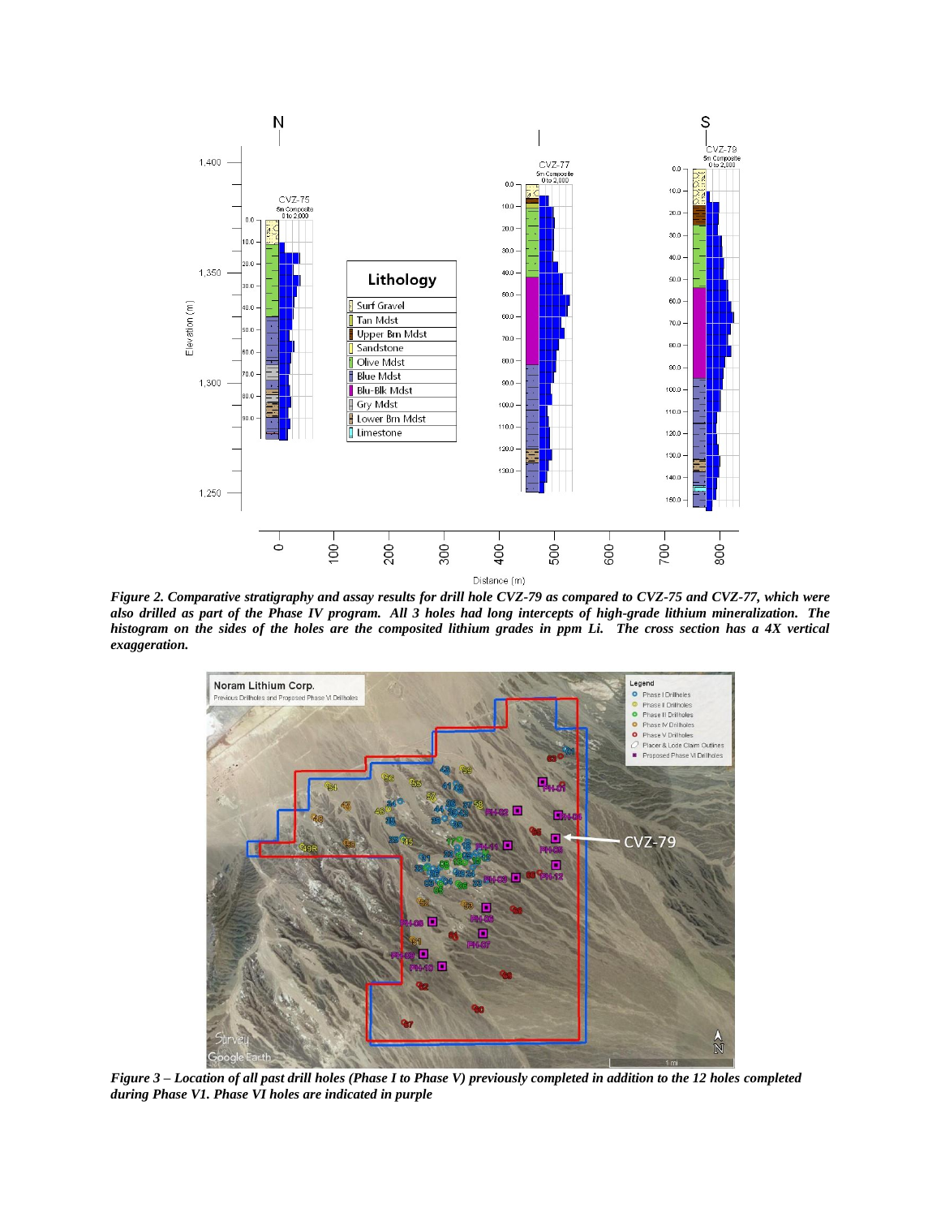*Figure 2. Comparative stratigraphy and assay results for drill hole CVZ-79 as compared to CVZ-75 and CVZ-77, which were also drilled as part of the Phase IV program. All 3 holes had long intercepts of high-grade lithium mineralization. The histogram on the sides of the holes are the composited lithium grades in ppm Li. The cross section has a 4X vertical exaggeration.*

*Figure 3 – Location of all past drill holes (Phase I to Phase V) previously completed in addition to the 12 holes completed during Phase V1. Phase VI holes are indicated in purple*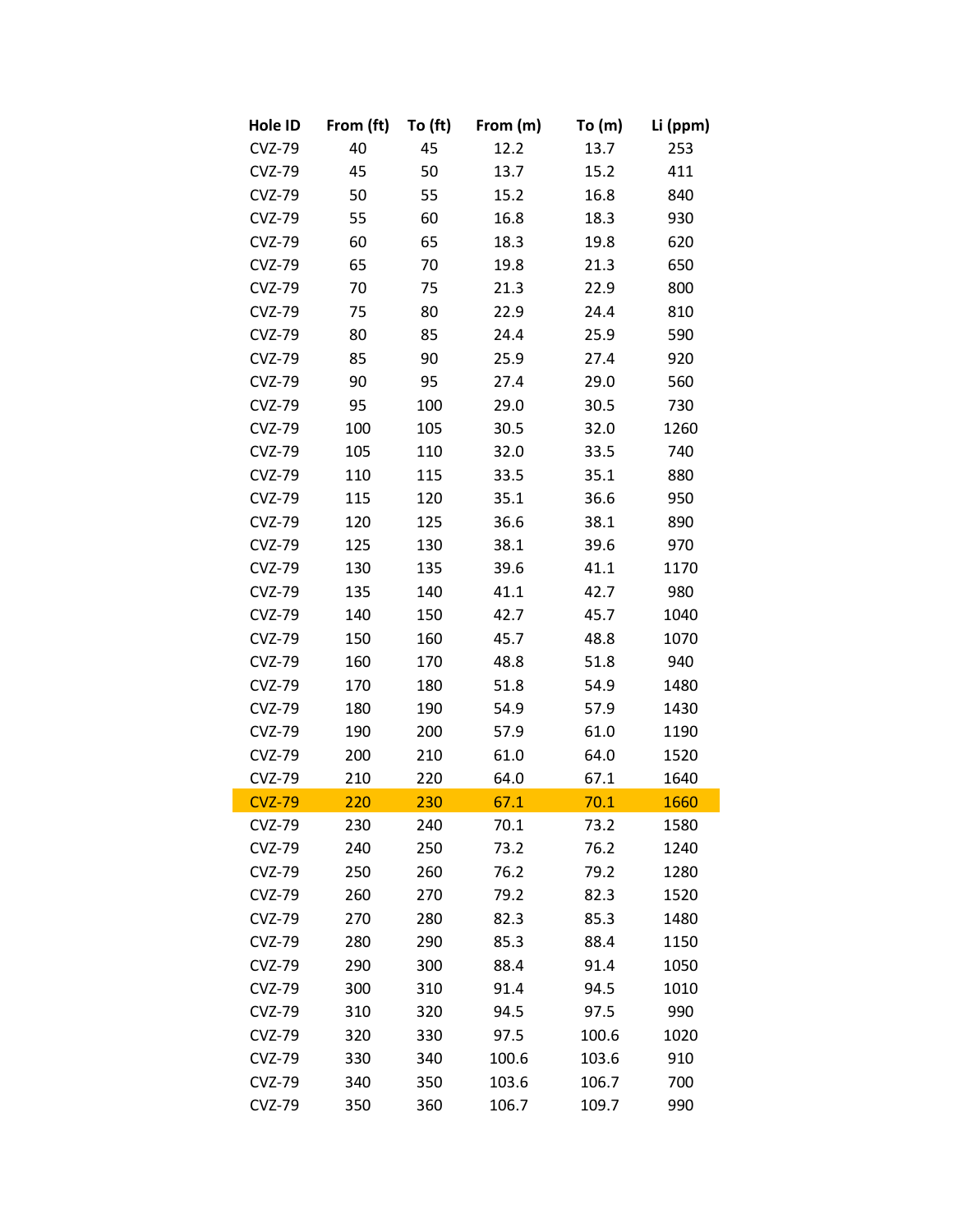| Hole ID | From (ft) | To (ft) | From (m) | To (m) | Li (ppm) |
|---|---|---|---|---|---|
| CVZ-79 | 40 | 45 | 12.2 | 13.7 | 253 |
| CVZ-79 | 45 | 50 | 13.7 | 15.2 | 411 |
| CVZ-79 | 50 | 55 | 15.2 | 16.8 | 840 |
| CVZ-79 | 55 | 60 | 16.8 | 18.3 | 930 |
| CVZ-79 | 60 | 65 | 18.3 | 19.8 | 620 |
| CVZ-79 | 65 | 70 | 19.8 | 21.3 | 650 |
| CVZ-79 | 70 | 75 | 21.3 | 22.9 | 800 |
| CVZ-79 | 75 | 80 | 22.9 | 24.4 | 810 |
| CVZ-79 | 80 | 85 | 24.4 | 25.9 | 590 |
| CVZ-79 | 85 | 90 | 25.9 | 27.4 | 920 |
| CVZ-79 | 90 | 95 | 27.4 | 29.0 | 560 |
| CVZ-79 | 95 | 100 | 29.0 | 30.5 | 730 |
| CVZ-79 | 100 | 105 | 30.5 | 32.0 | 1260 |
| CVZ-79 | 105 | 110 | 32.0 | 33.5 | 740 |
| CVZ-79 | 110 | 115 | 33.5 | 35.1 | 880 |
| CVZ-79 | 115 | 120 | 35.1 | 36.6 | 950 |
| CVZ-79 | 120 | 125 | 36.6 | 38.1 | 890 |
| CVZ-79 | 125 | 130 | 38.1 | 39.6 | 970 |
| CVZ-79 | 130 | 135 | 39.6 | 41.1 | 1170 |
| CVZ-79 | 135 | 140 | 41.1 | 42.7 | 980 |
| CVZ-79 | 140 | 150 | 42.7 | 45.7 | 1040 |
| CVZ-79 | 150 | 160 | 45.7 | 48.8 | 1070 |
| CVZ-79 | 160 | 170 | 48.8 | 51.8 | 940 |
| CVZ-79 | 170 | 180 | 51.8 | 54.9 | 1480 |
| CVZ-79 | 180 | 190 | 54.9 | 57.9 | 1430 |
| CVZ-79 | 190 | 200 | 57.9 | 61.0 | 1190 |
| CVZ-79 | 200 | 210 | 61.0 | 64.0 | 1520 |
| CVZ-79 | 210 | 220 | 64.0 | 67.1 | 1640 |
| CVZ-79 | 220 | 230 | 67.1 | 70.1 | 1660 |
| CVZ-79 | 230 | 240 | 70.1 | 73.2 | 1580 |
| CVZ-79 | 240 | 250 | 73.2 | 76.2 | 1240 |
| CVZ-79 | 250 | 260 | 76.2 | 79.2 | 1280 |
| CVZ-79 | 260 | 270 | 79.2 | 82.3 | 1520 |
| CVZ-79 | 270 | 280 | 82.3 | 85.3 | 1480 |
| CVZ-79 | 280 | 290 | 85.3 | 88.4 | 1150 |
| CVZ-79 | 290 | 300 | 88.4 | 91.4 | 1050 |
| CVZ-79 | 300 | 310 | 91.4 | 94.5 | 1010 |
| CVZ-79 | 310 | 320 | 94.5 | 97.5 | 990 |
| CVZ-79 | 320 | 330 | 97.5 | 100.6 | 1020 |
| CVZ-79 | 330 | 340 | 100.6 | 103.6 | 910 |
| CVZ-79 | 340 | 350 | 103.6 | 106.7 | 700 |
| CVZ-79 | 350 | 360 | 106.7 | 109.7 | 990 |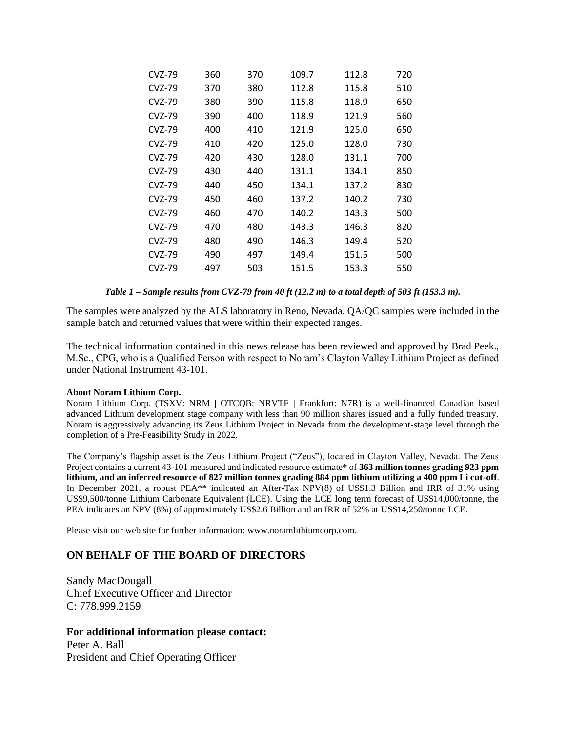| | | | | | |
|---|---|---|---|---|---|
| CVZ-79 | 360 | 370 | 109.7 | 112.8 | 720 |
| CVZ-79 | 370 | 380 | 112.8 | 115.8 | 510 |
| CVZ-79 | 380 | 390 | 115.8 | 118.9 | 650 |
| CVZ-79 | 390 | 400 | 118.9 | 121.9 | 560 |
| CVZ-79 | 400 | 410 | 121.9 | 125.0 | 650 |
| CVZ-79 | 410 | 420 | 125.0 | 128.0 | 730 |
| CVZ-79 | 420 | 430 | 128.0 | 131.1 | 700 |
| CVZ-79 | 430 | 440 | 131.1 | 134.1 | 850 |
| CVZ-79 | 440 | 450 | 134.1 | 137.2 | 830 |
| CVZ-79 | 450 | 460 | 137.2 | 140.2 | 730 |
| CVZ-79 | 460 | 470 | 140.2 | 143.3 | 500 |
| CVZ-79 | 470 | 480 | 143.3 | 146.3 | 820 |
| CVZ-79 | 480 | 490 | 146.3 | 149.4 | 520 |
| CVZ-79 | 490 | 497 | 149.4 | 151.5 | 500 |
| CVZ-79 | 497 | 503 | 151.5 | 153.3 | 550 |

***Table 1 – Sample results from CVZ-79 from 40 ft (12.2 m) to a total depth of 503 ft (153.3 m).***

The samples were analyzed by the ALS laboratory in Reno, Nevada. QA/QC samples were included in the sample batch and returned values that were within their expected ranges.

The technical information contained in this news release has been reviewed and approved by Brad Peek., M.Sc., CPG, who is a Qualified Person with respect to Noram's Clayton Valley Lithium Project as defined under National Instrument 43-101.

**About Noram Lithium Corp.**

Noram Lithium Corp. (TSXV: NRM | OTCQB: NRVTF | Frankfurt: N7R) is a well-financed Canadian based advanced Lithium development stage company with less than 90 million shares issued and a fully funded treasury. Noram is aggressively advancing its Zeus Lithium Project in Nevada from the development-stage level through the completion of a Pre-Feasibility Study in 2022.

The Company's flagship asset is the Zeus Lithium Project ("Zeus"), located in Clayton Valley, Nevada. The Zeus Project contains a current 43-101 measured and indicated resource estimate* of **363 million tonnes grading 923 ppm lithium, and an inferred resource of 827 million tonnes grading 884 ppm lithium utilizing a 400 ppm Li cut-off**. In December 2021, a robust PEA** indicated an After-Tax NPV(8) of US$1.3 Billion and IRR of 31% using US$9,500/tonne Lithium Carbonate Equivalent (LCE). Using the LCE long term forecast of US$14,000/tonne, the PEA indicates an NPV (8%) of approximately US$2.6 Billion and an IRR of 52% at US$14,250/tonne LCE.

Please visit our web site for further information: www.noramlithiumcorp.com.

## ON BEHALF OF THE BOARD OF DIRECTORS

Sandy MacDougall
Chief Executive Officer and Director
C: 778.999.2159

**For additional information please contact:**
Peter A. Ball
President and Chief Operating Officer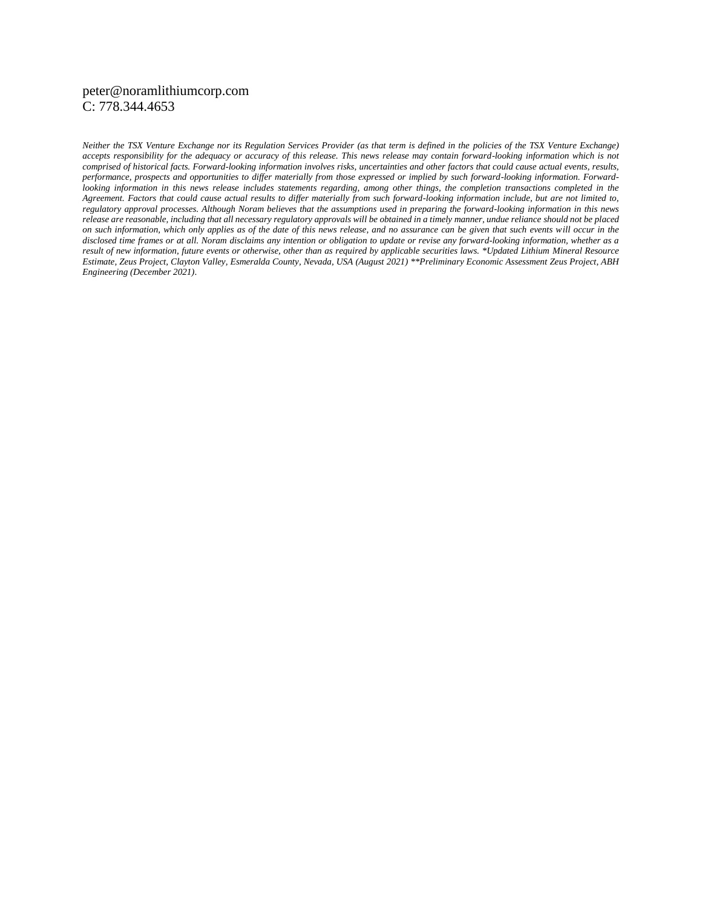peter@noramlithiumcorp.com  
C: 778.344.4653

*Neither the TSX Venture Exchange nor its Regulation Services Provider (as that term is defined in the policies of the TSX Venture Exchange) accepts responsibility for the adequacy or accuracy of this release. This news release may contain forward-looking information which is not comprised of historical facts. Forward-looking information involves risks, uncertainties and other factors that could cause actual events, results, performance, prospects and opportunities to differ materially from those expressed or implied by such forward-looking information. Forward-looking information in this news release includes statements regarding, among other things, the completion transactions completed in the Agreement. Factors that could cause actual results to differ materially from such forward-looking information include, but are not limited to, regulatory approval processes. Although Noram believes that the assumptions used in preparing the forward-looking information in this news release are reasonable, including that all necessary regulatory approvals will be obtained in a timely manner, undue reliance should not be placed on such information, which only applies as of the date of this news release, and no assurance can be given that such events will occur in the disclosed time frames or at all. Noram disclaims any intention or obligation to update or revise any forward-looking information, whether as a result of new information, future events or otherwise, other than as required by applicable securities laws. *Updated Lithium Mineral Resource Estimate, Zeus Project, Clayton Valley, Esmeralda County, Nevada, USA (August 2021) **Preliminary Economic Assessment Zeus Project, ABH Engineering (December 2021).*